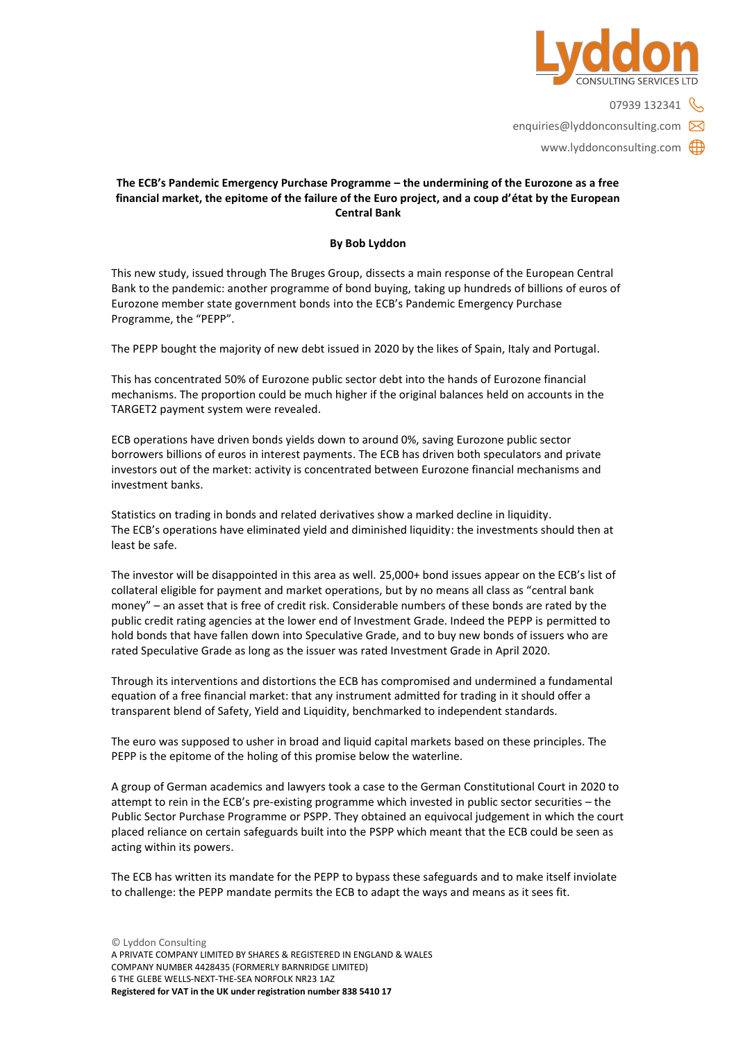Lyddon
CONSULTING SERVICES LTD

07939 132341

enquiries@lyddonconsulting.com

www.lyddonconsulting.com

**The ECB's Pandemic Emergency Purchase Programme – the undermining of the Eurozone as a free financial market, the epitome of the failure of the Euro project, and a coup d'état by the European Central Bank**

**By Bob Lyddon**

This new study, issued through The Bruges Group, dissects a main response of the European Central Bank to the pandemic: another programme of bond buying, taking up hundreds of billions of euros of Eurozone member state government bonds into the ECB's Pandemic Emergency Purchase Programme, the "PEPP".

The PEPP bought the majority of new debt issued in 2020 by the likes of Spain, Italy and Portugal.

This has concentrated 50% of Eurozone public sector debt into the hands of Eurozone financial mechanisms. The proportion could be much higher if the original balances held on accounts in the TARGET2 payment system were revealed.

ECB operations have driven bonds yields down to around 0%, saving Eurozone public sector borrowers billions of euros in interest payments. The ECB has driven both speculators and private investors out of the market: activity is concentrated between Eurozone financial mechanisms and investment banks.

Statistics on trading in bonds and related derivatives show a marked decline in liquidity.
The ECB's operations have eliminated yield and diminished liquidity: the investments should then at least be safe.

The investor will be disappointed in this area as well. 25,000+ bond issues appear on the ECB's list of collateral eligible for payment and market operations, but by no means all class as "central bank money" – an asset that is free of credit risk. Considerable numbers of these bonds are rated by the public credit rating agencies at the lower end of Investment Grade. Indeed the PEPP is permitted to hold bonds that have fallen down into Speculative Grade, and to buy new bonds of issuers who are rated Speculative Grade as long as the issuer was rated Investment Grade in April 2020.

Through its interventions and distortions the ECB has compromised and undermined a fundamental equation of a free financial market: that any instrument admitted for trading in it should offer a transparent blend of Safety, Yield and Liquidity, benchmarked to independent standards.

The euro was supposed to usher in broad and liquid capital markets based on these principles. The PEPP is the epitome of the holing of this promise below the waterline.

A group of German academics and lawyers took a case to the German Constitutional Court in 2020 to attempt to rein in the ECB's pre-existing programme which invested in public sector securities – the Public Sector Purchase Programme or PSPP. They obtained an equivocal judgement in which the court placed reliance on certain safeguards built into the PSPP which meant that the ECB could be seen as acting within its powers.

The ECB has written its mandate for the PEPP to bypass these safeguards and to make itself inviolate to challenge: the PEPP mandate permits the ECB to adapt the ways and means as it sees fit.

© Lyddon Consulting
A PRIVATE COMPANY LIMITED BY SHARES & REGISTERED IN ENGLAND & WALES
COMPANY NUMBER 4428435 (FORMERLY BARNRIDGE LIMITED)
6 THE GLEBE WELLS-NEXT-THE-SEA NORFOLK NR23 1AZ
**Registered for VAT in the UK under registration number 838 5410 17**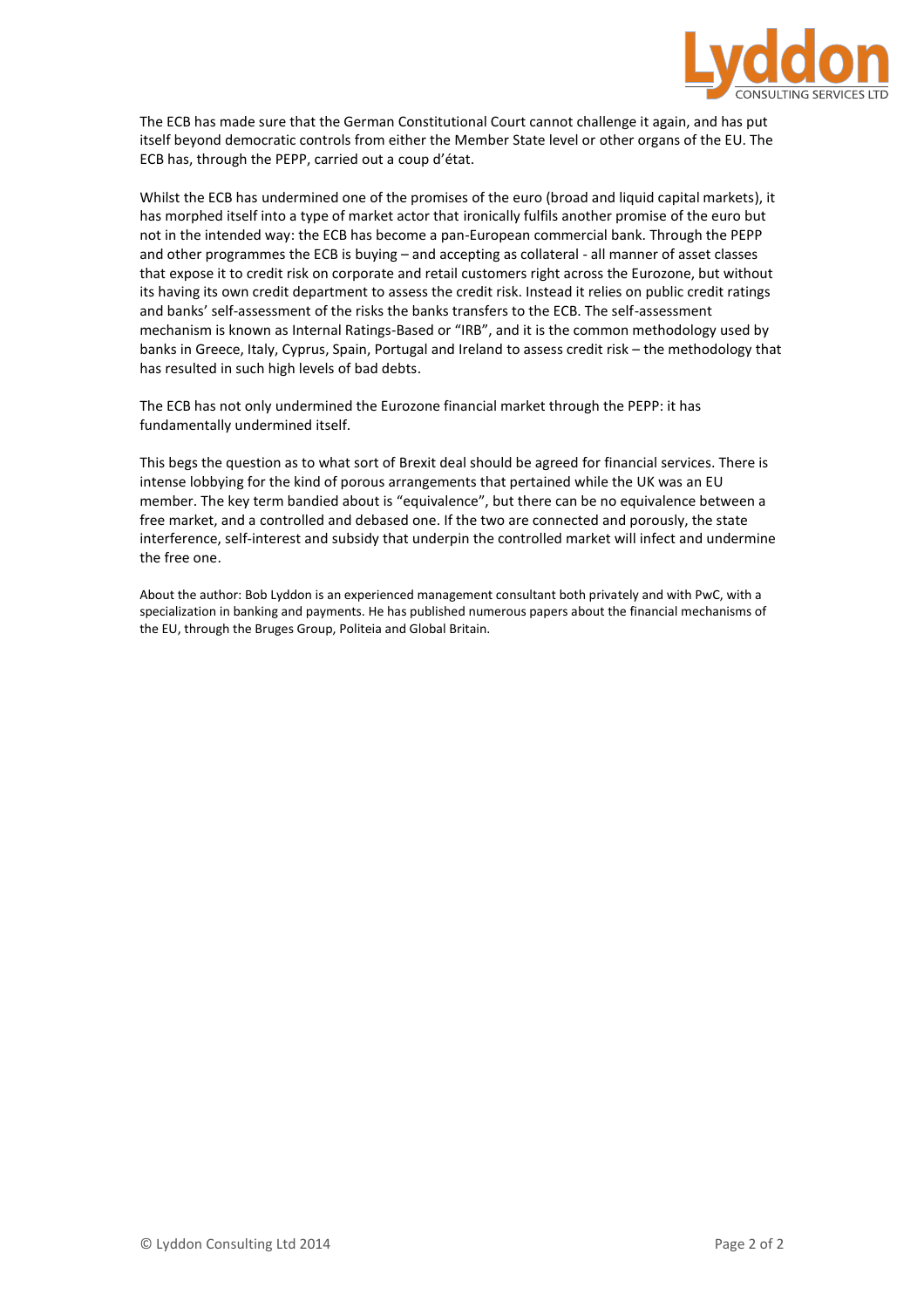The ECB has made sure that the German Constitutional Court cannot challenge it again, and has put itself beyond democratic controls from either the Member State level or other organs of the EU. The ECB has, through the PEPP, carried out a coup d'état.

Whilst the ECB has undermined one of the promises of the euro (broad and liquid capital markets), it has morphed itself into a type of market actor that ironically fulfils another promise of the euro but not in the intended way: the ECB has become a pan-European commercial bank. Through the PEPP and other programmes the ECB is buying – and accepting as collateral - all manner of asset classes that expose it to credit risk on corporate and retail customers right across the Eurozone, but without its having its own credit department to assess the credit risk. Instead it relies on public credit ratings and banks' self-assessment of the risks the banks transfers to the ECB. The self-assessment mechanism is known as Internal Ratings-Based or "IRB", and it is the common methodology used by banks in Greece, Italy, Cyprus, Spain, Portugal and Ireland to assess credit risk – the methodology that has resulted in such high levels of bad debts.

The ECB has not only undermined the Eurozone financial market through the PEPP: it has fundamentally undermined itself.

This begs the question as to what sort of Brexit deal should be agreed for financial services. There is intense lobbying for the kind of porous arrangements that pertained while the UK was an EU member. The key term bandied about is "equivalence", but there can be no equivalence between a free market, and a controlled and debased one. If the two are connected and porously, the state interference, self-interest and subsidy that underpin the controlled market will infect and undermine the free one.

About the author: Bob Lyddon is an experienced management consultant both privately and with PwC, with a specialization in banking and payments. He has published numerous papers about the financial mechanisms of the EU, through the Bruges Group, Politeia and Global Britain.